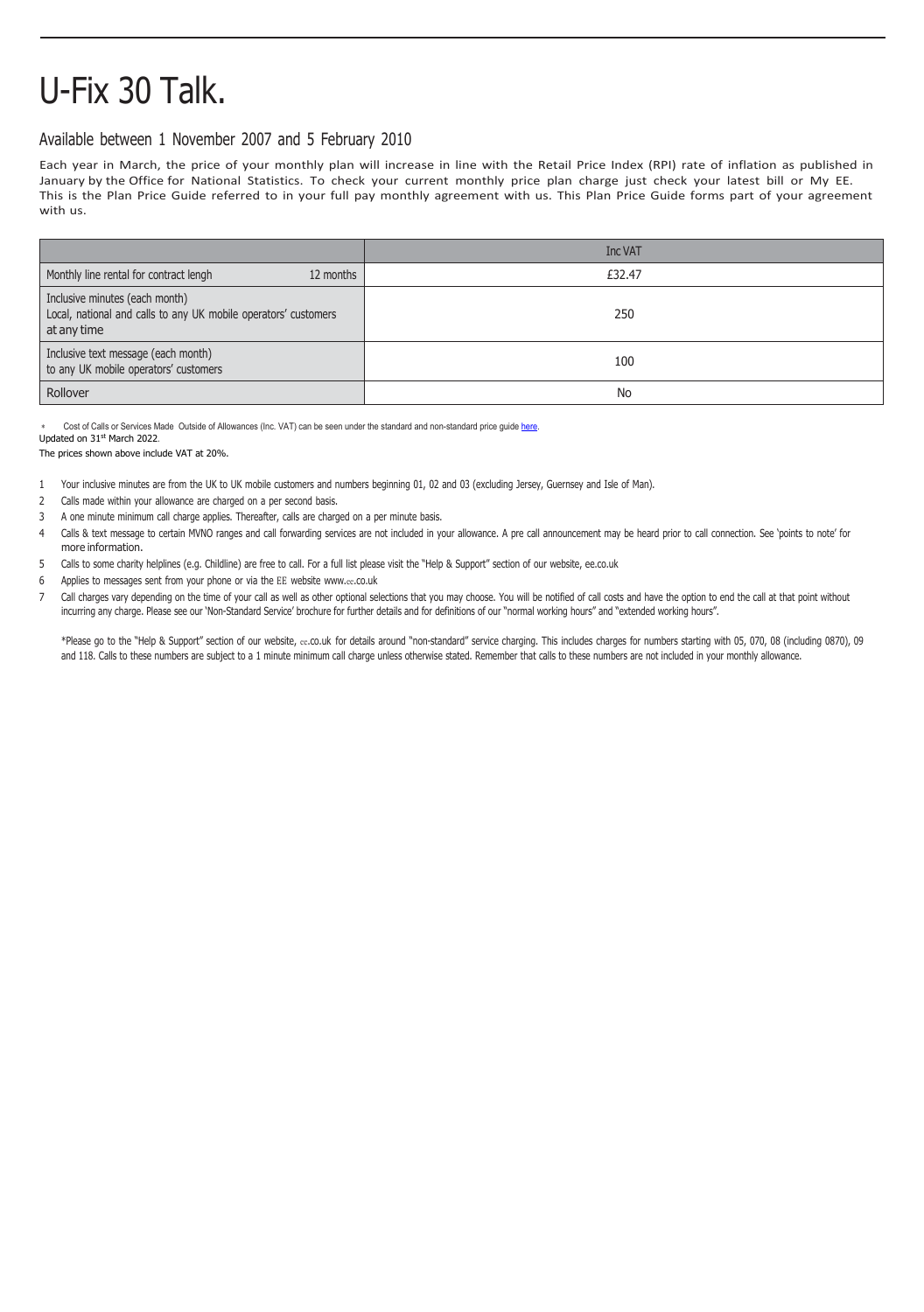# U-Fix 30 Talk.

## Available between 1 November 2007 and 5 February 2010

Each year in March, the price of your monthly plan will increase in line with the Retail Price Index (RPI) rate of inflation as published in January by the Office for National Statistics. To check your current monthly price plan charge just check your latest bill or My EE. This is the Plan Price Guide referred to in your full pay monthly agreement with us. This Plan Price Guide forms part of your agreement with us.

| | | Inc VAT |
|---|---|---|
| Monthly line rental for contract lengh | 12 months | £32.47 |
| Inclusive minutes (each month) Local, national and calls to any UK mobile operators' customers at any time | | 250 |
| Inclusive text message (each month) to any UK mobile operators' customers | | 100 |
| Rollover | | No |

\* Cost of Calls or Services Made Outside of Allowances (Inc. VAT) can be seen under the standard and non-standard price guide here.

Updated on 31st March 2022.

The prices shown above include VAT at 20%.

1 Your inclusive minutes are from the UK to UK mobile customers and numbers beginning 01, 02 and 03 (excluding Jersey, Guernsey and Isle of Man).

2 Calls made within your allowance are charged on a per second basis.

3 A one minute minimum call charge applies. Thereafter, calls are charged on a per minute basis.

4 Calls & text message to certain MVNO ranges and call forwarding services are not included in your allowance. A pre call announcement may be heard prior to call connection. See 'points to note' for more information.

5 Calls to some charity helplines (e.g. Childline) are free to call. For a full list please visit the "Help & Support" section of our website, ee.co.uk

6 Applies to messages sent from your phone or via the EE website www.ee.co.uk

7 Call charges vary depending on the time of your call as well as other optional selections that you may choose. You will be notified of call costs and have the option to end the call at that point without incurring any charge. Please see our 'Non-Standard Service' brochure for further details and for definitions of our "normal working hours" and "extended working hours".

*Please go to the "Help & Support" section of our website, ee.co.uk for details around "non-standard" service charging. This includes charges for numbers starting with 05, 070, 08 (including 0870), 09 and 118. Calls to these numbers are subject to a 1 minute minimum call charge unless otherwise stated. Remember that calls to these numbers are not included in your monthly allowance.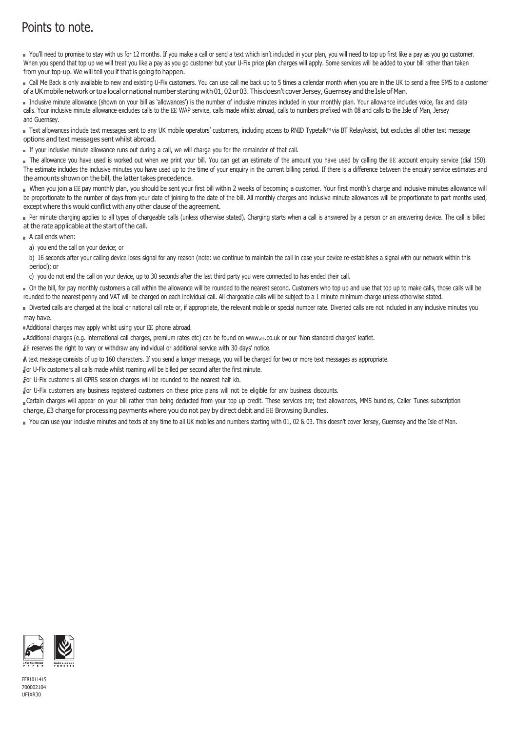# Points to note.

- You'll need to promise to stay with us for 12 months. If you make a call or send a text which isn't included in your plan, you will need to top up first like a pay as you go customer. When you spend that top up we will treat you like a pay as you go customer but your U-Fix price plan charges will apply. Some services will be added to your bill rather than taken from your top-up. We will tell you if that is going to happen.
- Call Me Back is only available to new and existing U-Fix customers. You can use call me back up to 5 times a calendar month when you are in the UK to send a free SMS to a customer of a UK mobile network or to a local or national number starting with 01, 02 or 03. This doesn't cover Jersey, Guernsey and the Isle of Man.
- Inclusive minute allowance (shown on your bill as 'allowances') is the number of inclusive minutes included in your monthly plan. Your allowance includes voice, fax and data calls. Your inclusive minute allowance excludes calls to the EE WAP service, calls made whilst abroad, calls to numbers prefixed with 08 and calls to the Isle of Man, Jersey and Guernsey.
- Text allowances include text messages sent to any UK mobile operators' customers, including access to RNID Typetalk™ via BT RelayAssist, but excludes all other text message options and text messages sent whilst abroad.
- If your inclusive minute allowance runs out during a call, we will charge you for the remainder of that call.
- The allowance you have used is worked out when we print your bill. You can get an estimate of the amount you have used by calling the EE account enquiry service (dial 150). The estimate includes the inclusive minutes you have used up to the time of your enquiry in the current billing period. If there is a difference between the enquiry service estimates and the amounts shown on the bill, the latter takes precedence.
- When you join a EE pay monthly plan, you should be sent your first bill within 2 weeks of becoming a customer. Your first month's charge and inclusive minutes allowance will be proportionate to the number of days from your date of joining to the date of the bill. All monthly charges and inclusive minute allowances will be proportionate to part months used, except where this would conflict with any other clause of the agreement.
- Per minute charging applies to all types of chargeable calls (unless otherwise stated). Charging starts when a call is answered by a person or an answering device. The call is billed at the rate applicable at the start of the call.
- A call ends when:
  - a) you end the call on your device; or
  - b) 16 seconds after your calling device loses signal for any reason (note: we continue to maintain the call in case your device re-establishes a signal with our network within this period); or
  - c) you do not end the call on your device, up to 30 seconds after the last third party you were connected to has ended their call.
- On the bill, for pay monthly customers a call within the allowance will be rounded to the nearest second. Customers who top up and use that top up to make calls, those calls will be rounded to the nearest penny and VAT will be charged on each individual call. All chargeable calls will be subject to a 1 minute minimum charge unless otherwise stated.
- Diverted calls are charged at the local or national call rate or, if appropriate, the relevant mobile or special number rate. Diverted calls are not included in any inclusive minutes you may have.
- Additional charges may apply whilst using your EE phone abroad.
- Additional charges (e.g. international call charges, premium rates etc) can be found on www.ee.co.uk or our 'Non standard charges' leaflet.
- EE reserves the right to vary or withdraw any individual or additional service with 30 days' notice.
- A text message consists of up to 160 characters. If you send a longer message, you will be charged for two or more text messages as appropriate.
- For U-Fix customers all calls made whilst roaming will be billed per second after the first minute.
- For U-Fix customers all GPRS session charges will be rounded to the nearest half kb.
- For U-Fix customers any business registered customers on these price plans will not be eligible for any business discounts.
- Certain charges will appear on your bill rather than being deducted from your top up credit. These services are; text allowances, MMS bundles, Caller Tunes subscription charge, £3 charge for processing payments where you do not pay by direct debit and EE Browsing Bundles.
- You can use your inclusive minutes and texts at any time to all UK mobiles and numbers starting with 01, 02 & 03. This doesn't cover Jersey, Guernsey and the Isle of Man.

LOW CHLORINE PAPER SUSTAINABLE FORESTS

EE81011415
700002104
UFIXR30